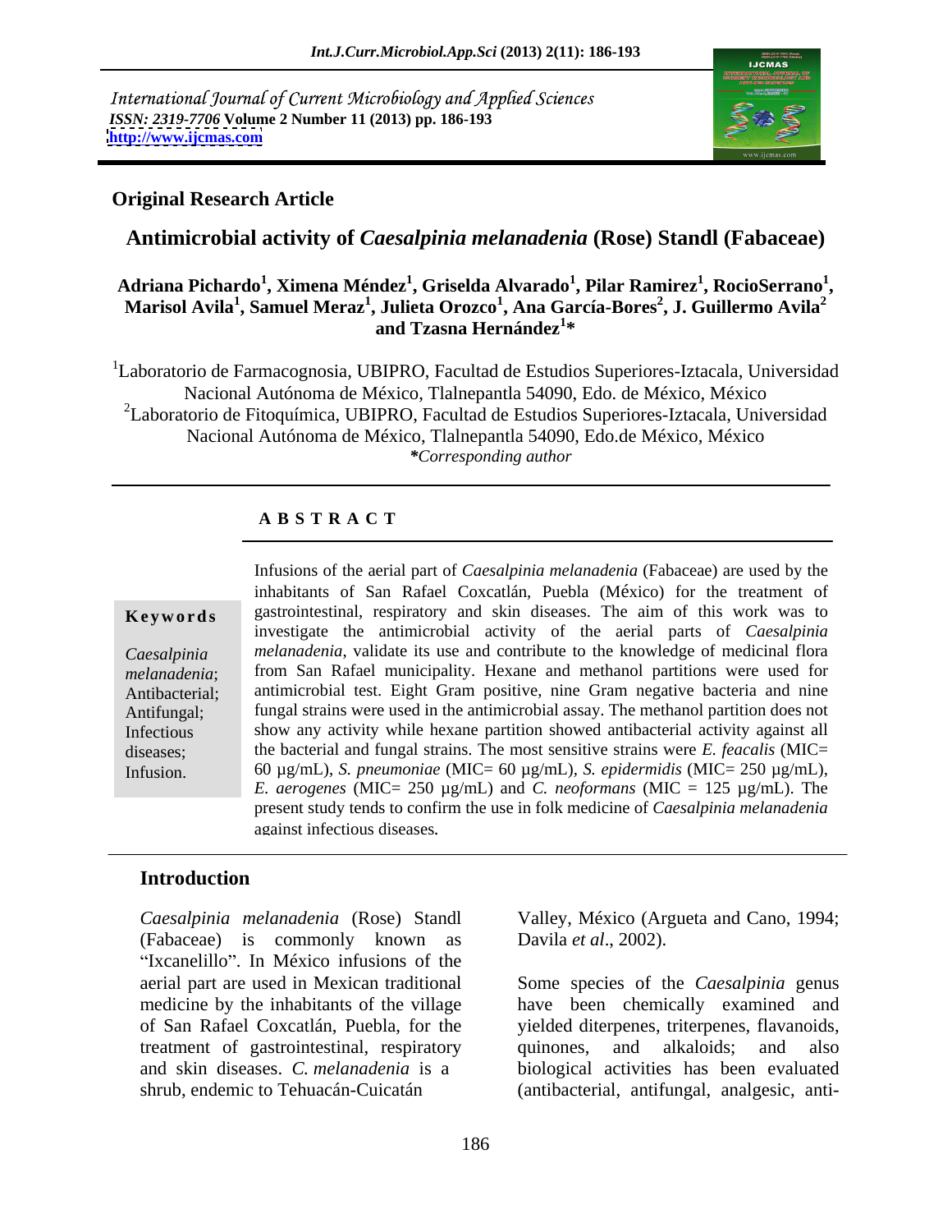International Journal of Current Microbiology and Applied Sciences
*ISSN: 2319-7706* **Volume 2 Number 11 (2013) pp. 186-193**
**http://www.ijcmas.com**

**Original Research Article**

# Antimicrobial activity of *Caesalpinia melanadenia* (Rose) Standl (Fabaceae)

**Adriana Pichardo[1], Ximena Méndez[1], Griselda Alvarado[1], Pilar Ramirez[1], RocioSerrano[1], Marisol Avila[1], Samuel Meraz[1], Julieta Orozco[1], Ana García-Bores[2], J. Guillermo Avila[2] and Tzasna Hernández[1]\***

[1]Laboratorio de Farmacognosia, UBIPRO, Facultad de Estudios Superiores-Iztacala, Universidad Nacional Autónoma de México, Tlalnepantla 54090, Edo. de México, México
[2]Laboratorio de Fitoquímica, UBIPRO, Facultad de Estudios Superiores-Iztacala, Universidad Nacional Autónoma de México, Tlalnepantla 54090, Edo.de México, México
*\*Corresponding author*

## ABSTRACT

**Keywords**

*Caesalpinia melanadenia*; Antibacterial; Antifungal; Infectious diseases; Infusion.

Infusions of the aerial part of *Caesalpinia melanadenia* (Fabaceae) are used by the inhabitants of San Rafael Coxcatlán, Puebla (México) for the treatment of gastrointestinal, respiratory and skin diseases. The aim of this work was to investigate the antimicrobial activity of the aerial parts of *Caesalpinia melanadenia*, validate its use and contribute to the knowledge of medicinal flora from San Rafael municipality. Hexane and methanol partitions were used for antimicrobial test. Eight Gram positive, nine Gram negative bacteria and nine fungal strains were used in the antimicrobial assay. The methanol partition does not show any activity while hexane partition showed antibacterial activity against all the bacterial and fungal strains. The most sensitive strains were *E. feacalis* (MIC= 60 µg/mL), *S. pneumoniae* (MIC= 60 µg/mL), *S. epidermidis* (MIC= 250 µg/mL), *E. aerogenes* (MIC= 250 µg/mL) and *C. neoformans* (MIC = 125 µg/mL). The present study tends to confirm the use in folk medicine of *Caesalpinia melanadenia* against infectious diseases.

## Introduction

*Caesalpinia melanadenia* (Rose) Standl (Fabaceae) is commonly known as "Ixcanelillo". In México infusions of the aerial part are used in Mexican traditional medicine by the inhabitants of the village of San Rafael Coxcatlán, Puebla, for the treatment of gastrointestinal, respiratory and skin diseases. *C. melanadenia* is a shrub, endemic to Tehuacán-Cuicatán Valley, México (Argueta and Cano, 1994; Davila *et al*., 2002).

Some species of the *Caesalpinia* genus have been chemically examined and yielded diterpenes, triterpenes, flavanoids, quinones, and alkaloids; and also biological activities has been evaluated (antibacterial, antifungal, analgesic, anti-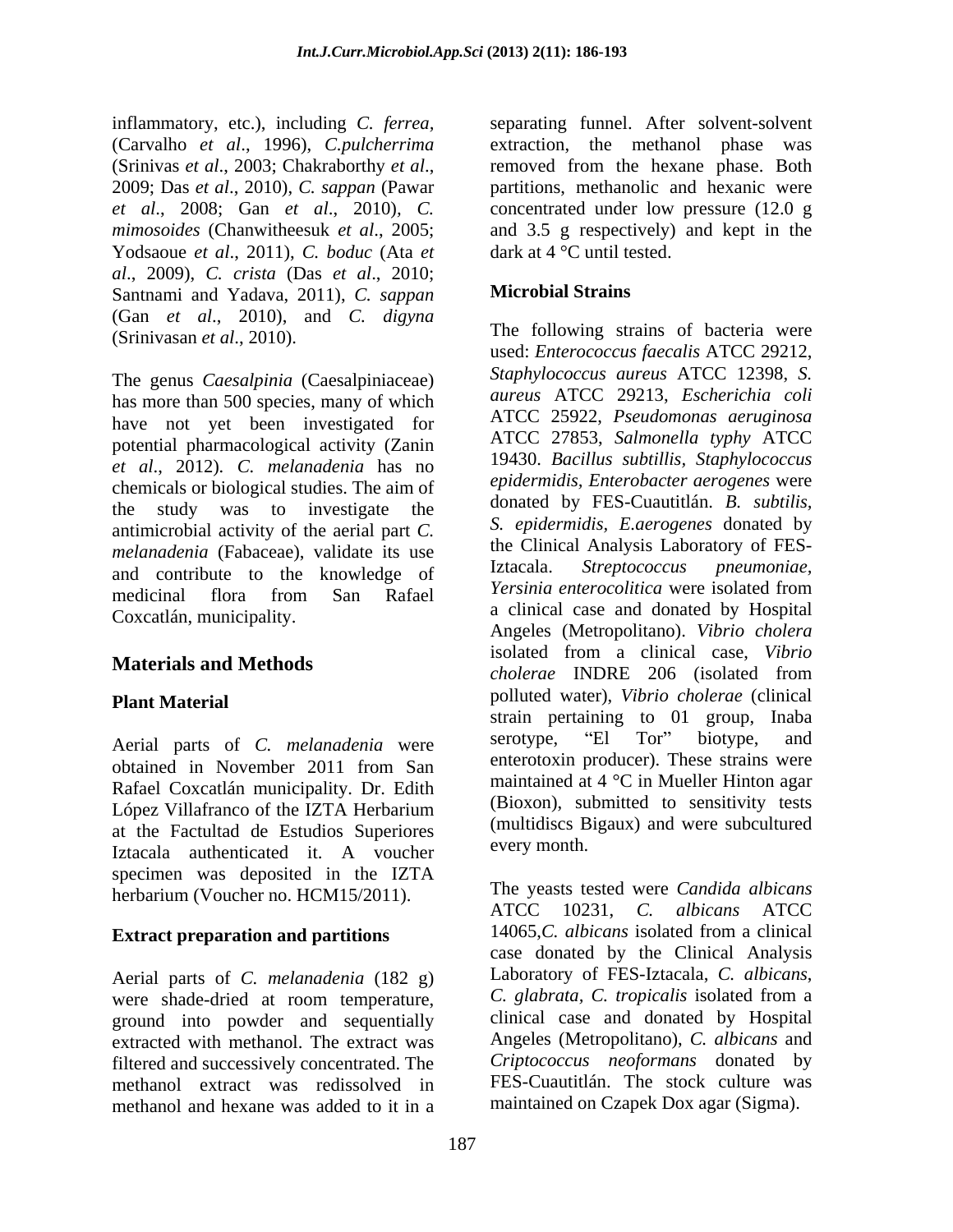inflammatory, etc.), including *C. ferrea*, (Carvalho *et al*., 1996), *C.pulcherrima* (Srinivas *et al*., 2003; Chakraborthy *et al*., 2009; Das *et al*., 2010), *C. sappan* (Pawar *et al*., 2008; Gan *et al*., 2010), *C. mimosoides* (Chanwitheesuk *et al*., 2005; Yodsaoue *et al*., 2011), *C. boduc* (Ata *et al*., 2009), *C. crista* (Das *et al*., 2010; Santnami and Yadava, 2011), *C. sappan* (Gan *et al*., 2010), and *C. digyna* (Srinivasan *et al*., 2010).

The genus *Caesalpinia* (Caesalpiniaceae) has more than 500 species, many of which have not yet been investigated for potential pharmacological activity (Zanin *et al*., 2012). *C. melanadenia* has no chemicals or biological studies. The aim of the study was to investigate the antimicrobial activity of the aerial part *C. melanadenia* (Fabaceae), validate its use and contribute to the knowledge of medicinal flora from San Rafael Coxcatlán, municipality.

## Materials and Methods

### Plant Material

Aerial parts of *C. melanadenia* were obtained in November 2011 from San Rafael Coxcatlán municipality. Dr. Edith López Villafranco of the IZTA Herbarium at the Factultad de Estudios Superiores Iztacala authenticated it. A voucher specimen was deposited in the IZTA herbarium (Voucher no. HCM15/2011).

### Extract preparation and partitions

Aerial parts of *C. melanadenia* (182 g) were shade-dried at room temperature, ground into powder and sequentially extracted with methanol. The extract was filtered and successively concentrated. The methanol extract was redissolved in methanol and hexane was added to it in a separating funnel. After solvent-solvent extraction, the methanol phase was removed from the hexane phase. Both partitions, methanolic and hexanic were concentrated under low pressure (12.0 g and 3.5 g respectively) and kept in the dark at 4 °C until tested.

### Microbial Strains

The following strains of bacteria were used: *Enterococcus faecalis* ATCC 29212, *Staphylococcus aureus* ATCC 12398, *S. aureus* ATCC 29213, *Escherichia coli* ATCC 25922, *Pseudomonas aeruginosa* ATCC 27853, *Salmonella typhy* ATCC 19430. *Bacillus subtillis*, *Staphylococcus epidermidis*, *Enterobacter aerogenes* were donated by FES-Cuautitlán. *B. subtilis*, *S. epidermidis*, *E.aerogenes* donated by the Clinical Analysis Laboratory of FES-Iztacala. *Streptococcus pneumoniae*, *Yersinia enterocolitica* were isolated from a clinical case and donated by Hospital Angeles (Metropolitano). *Vibrio cholera* isolated from a clinical case, *Vibrio cholerae* INDRE 206 (isolated from polluted water), *Vibrio cholerae* (clinical strain pertaining to 01 group, Inaba serotype, "El Tor" biotype, and enterotoxin producer). These strains were maintained at 4 °C in Mueller Hinton agar (Bioxon), submitted to sensitivity tests (multidiscs Bigaux) and were subcultured every month.

The yeasts tested were *Candida albicans* ATCC 10231, *C. albicans* ATCC 14065,*C. albicans* isolated from a clinical case donated by the Clinical Analysis Laboratory of FES-Iztacala, *C. albicans*, *C. glabrata*, *C. tropicalis* isolated from a clinical case and donated by Hospital Angeles (Metropolitano), *C. albicans* and *Criptococcus neoformans* donated by FES-Cuautitlán. The stock culture was maintained on Czapek Dox agar (Sigma).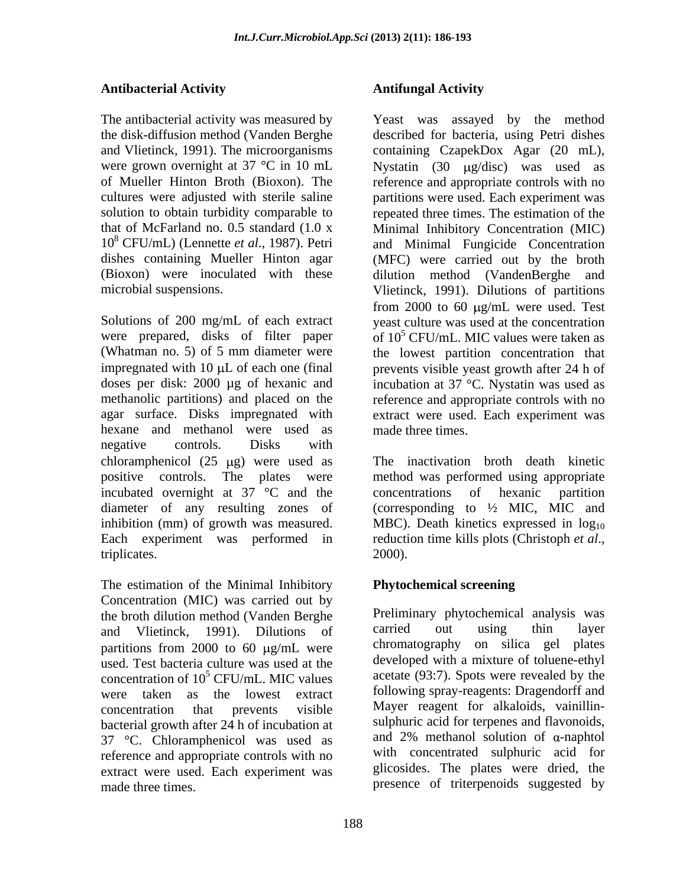## Antibacterial Activity

The antibacterial activity was measured by the disk-diffusion method (Vanden Berghe and Vlietinck, 1991). The microorganisms were grown overnight at 37 °C in 10 mL of Mueller Hinton Broth (Bioxon). The cultures were adjusted with sterile saline solution to obtain turbidity comparable to that of McFarland no. 0.5 standard (1.0 x $10^8$ CFU/mL) (Lennette *et al*., 1987). Petri dishes containing Mueller Hinton agar (Bioxon) were inoculated with these microbial suspensions.

Solutions of 200 mg/mL of each extract were prepared, disks of filter paper (Whatman no. 5) of 5 mm diameter were impregnated with 10 μL of each one (final doses per disk: 2000 μg of hexanic and methanolic partitions) and placed on the agar surface. Disks impregnated with hexane and methanol were used as negative controls. Disks with chloramphenicol (25 μg) were used as positive controls. The plates were incubated overnight at 37 °C and the diameter of any resulting zones of inhibition (mm) of growth was measured. Each experiment was performed in triplicates.

The estimation of the Minimal Inhibitory Concentration (MIC) was carried out by the broth dilution method (Vanden Berghe and Vlietinck, 1991). Dilutions of partitions from 2000 to 60 μg/mL were used. Test bacteria culture was used at the concentration of $10^5$ CFU/mL. MIC values were taken as the lowest extract concentration that prevents visible bacterial growth after 24 h of incubation at 37 °C. Chloramphenicol was used as reference and appropriate controls with no extract were used. Each experiment was made three times.

## Antifungal Activity

Yeast was assayed by the method described for bacteria, using Petri dishes containing CzapekDox Agar (20 mL), Nystatin (30 μg/disc) was used as reference and appropriate controls with no partitions were used. Each experiment was repeated three times. The estimation of the Minimal Inhibitory Concentration (MIC) and Minimal Fungicide Concentration (MFC) were carried out by the broth dilution method (VandenBerghe and Vlietinck, 1991). Dilutions of partitions from 2000 to 60 μg/mL were used. Test yeast culture was used at the concentration of $10^5$ CFU/mL. MIC values were taken as the lowest partition concentration that prevents visible yeast growth after 24 h of incubation at 37 °C. Nystatin was used as reference and appropriate controls with no extract were used. Each experiment was made three times.

The inactivation broth death kinetic method was performed using appropriate concentrations of hexanic partition (corresponding to ½ MIC, MIC and MBC). Death kinetics expressed in $\log_{10}$ reduction time kills plots (Christoph *et al*., 2000).

## Phytochemical screening

Preliminary phytochemical analysis was carried out using thin layer chromatography on silica gel plates developed with a mixture of toluene-ethyl acetate (93:7). Spots were revealed by the following spray-reagents: Dragendorff and Mayer reagent for alkaloids, vainillin-sulphuric acid for terpenes and flavonoids, and 2% methanol solution of α-naphtol with concentrated sulphuric acid for glicosides. The plates were dried, the presence of triterpenoids suggested by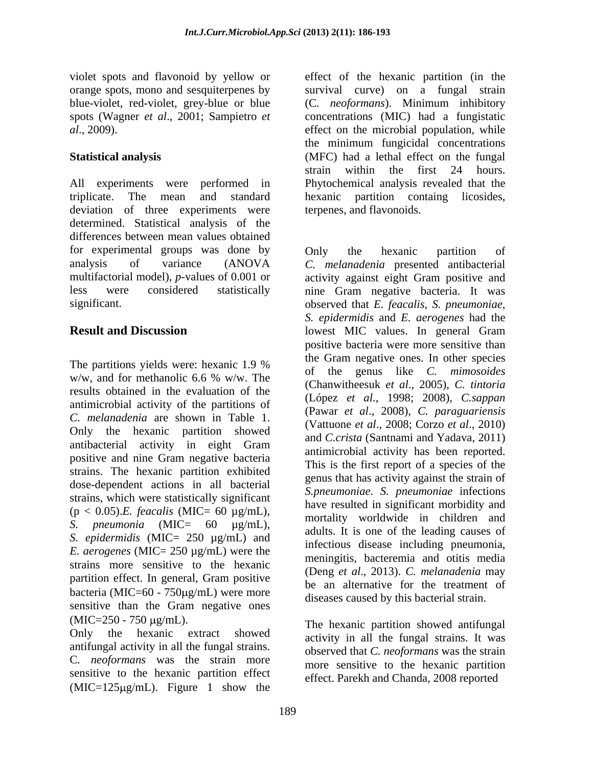violet spots and flavonoid by yellow or orange spots, mono and sesquiterpenes by blue-violet, red-violet, grey-blue or blue spots (Wagner *et al*., 2001; Sampietro *et al*., 2009).

**Statistical analysis**

All experiments were performed in triplicate. The mean and standard deviation of three experiments were determined. Statistical analysis of the differences between mean values obtained for experimental groups was done by analysis of variance (ANOVA multifactorial model), *p*-values of 0.001 or less were considered statistically significant.

**Result and Discussion**

The partitions yields were: hexanic 1.9 % w/w, and for methanolic 6.6 % w/w. The results obtained in the evaluation of the antimicrobial activity of the partitions of *C. melanadenia* are shown in Table 1. Only the hexanic partition showed antibacterial activity in eight Gram positive and nine Gram negative bacteria strains. The hexanic partition exhibited dose-dependent actions in all bacterial strains, which were statistically significant ($p < 0.05$).*E. feacalis* (MIC= 60 µg/mL), *S. pneumonia* (MIC= 60 µg/mL), *S. epidermidis* (MIC= 250 µg/mL) and *E. aerogenes* (MIC= 250 µg/mL) were the strains more sensitive to the hexanic partition effect. In general, Gram positive bacteria (MIC=60 - 750µg/mL) were more sensitive than the Gram negative ones (MIC=250 - 750 µg/mL).

Only the hexanic extract showed antifungal activity in all the fungal strains. C. *neoformans* was the strain more sensitive to the hexanic partition effect (MIC=125µg/mL). Figure 1 show the effect of the hexanic partition (in the survival curve) on a fungal strain (C. *neoformans*). Minimum inhibitory concentrations (MIC) had a fungistatic effect on the microbial population, while the minimum fungicidal concentrations (MFC) had a lethal effect on the fungal strain within the first 24 hours. Phytochemical analysis revealed that the hexanic partition containg licosides, terpenes, and flavonoids.

Only the hexanic partition of *C. melanadenia* presented antibacterial activity against eight Gram positive and nine Gram negative bacteria. It was observed that *E. feacalis, S. pneumoniae, S. epidermidis* and *E. aerogenes* had the lowest MIC values. In general Gram positive bacteria were more sensitive than the Gram negative ones. In other species of the genus like *C. mimosoides* (Chanwitheesuk *et al*., 2005), *C. tintoria* (López *et al*., 1998; 2008), *C.sappan* (Pawar *et al*., 2008), *C. paraguariensis* (Vattuone *et al*., 2008; Corzo *et al*., 2010) and *C.crista* (Santnami and Yadava, 2011) antimicrobial activity has been reported. This is the first report of a species of the genus that has activity against the strain of *S.pneumoniae*. *S. pneumoniae* infections have resulted in significant morbidity and mortality worldwide in children and adults. It is one of the leading causes of infectious disease including pneumonia, meningitis, bacteremia and otitis media (Deng *et al*., 2013). *C. melanadenia* may be an alternative for the treatment of diseases caused by this bacterial strain.

The hexanic partition showed antifungal activity in all the fungal strains. It was observed that *C. neoformans* was the strain more sensitive to the hexanic partition effect. Parekh and Chanda, 2008 reported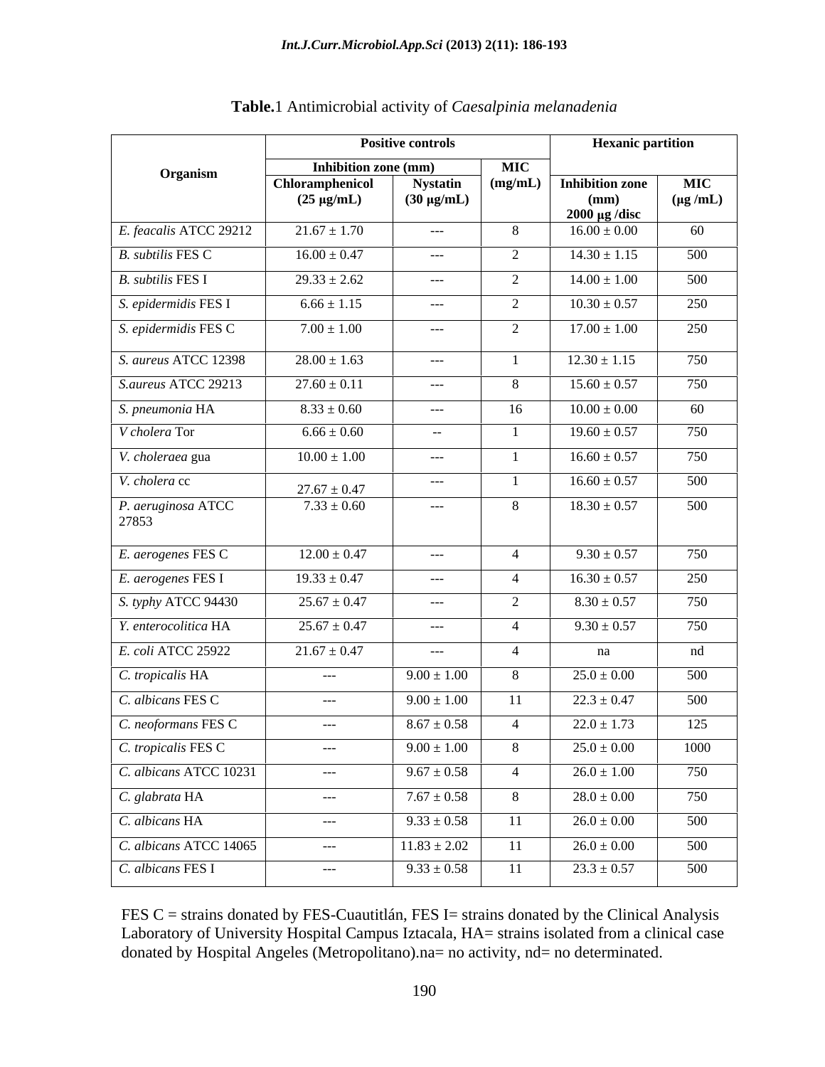**Table.**1 Antimicrobial activity of *Caesalpinia melanadenia*

| Organism | Positive controls | | | Hexanic partition | |
|---|---|---|---|---|---|
| | Inhibition zone (mm) | | MIC (mg/mL) | Inhibition zone (mm) 2000 μg /disc | MIC (μg /mL) |
| | Chloramphenicol (25 μg/mL) | Nystatin (30 μg/mL) | | | |
| *E. feacalis* ATCC 29212 | 21.67 ± 1.70 | --- | 8 | 16.00 ± 0.00 | 60 |
| *B. subtilis* FES C | 16.00 ± 0.47 | --- | 2 | 14.30 ± 1.15 | 500 |
| *B. subtilis* FES I | 29.33 ± 2.62 | --- | 2 | 14.00 ± 1.00 | 500 |
| *S. epidermidis* FES I | 6.66 ± 1.15 | --- | 2 | 10.30 ± 0.57 | 250 |
| *S. epidermidis* FES C | 7.00 ± 1.00 | --- | 2 | 17.00 ± 1.00 | 250 |
| *S. aureus* ATCC 12398 | 28.00 ± 1.63 | --- | 1 | 12.30 ± 1.15 | 750 |
| *S.aureus* ATCC 29213 | 27.60 ± 0.11 | --- | 8 | 15.60 ± 0.57 | 750 |
| *S. pneumonia* HA | 8.33 ± 0.60 | --- | 16 | 10.00 ± 0.00 | 60 |
| *V cholera* Tor | 6.66 ± 0.60 | -- | 1 | 19.60 ± 0.57 | 750 |
| *V. choleraea* gua | 10.00 ± 1.00 | --- | 1 | 16.60 ± 0.57 | 750 |
| *V. cholera* cc | 27.67 ± 0.47 | --- | 1 | 16.60 ± 0.57 | 500 |
| *P. aeruginosa* ATCC 27853 | 7.33 ± 0.60 | --- | 8 | 18.30 ± 0.57 | 500 |
| *E. aerogenes* FES C | 12.00 ± 0.47 | --- | 4 | 9.30 ± 0.57 | 750 |
| *E. aerogenes* FES I | 19.33 ± 0.47 | --- | 4 | 16.30 ± 0.57 | 250 |
| *S. typhy* ATCC 94430 | 25.67 ± 0.47 | --- | 2 | 8.30 ± 0.57 | 750 |
| *Y. enterocolitica* HA | 25.67 ± 0.47 | --- | 4 | 9.30 ± 0.57 | 750 |
| *E. coli* ATCC 25922 | 21.67 ± 0.47 | --- | 4 | na | nd |
| *C. tropicalis* HA | --- | 9.00 ± 1.00 | 8 | 25.0 ± 0.00 | 500 |
| *C. albicans* FES C | --- | 9.00 ± 1.00 | 11 | 22.3 ± 0.47 | 500 |
| *C. neoformans* FES C | --- | 8.67 ± 0.58 | 4 | 22.0 ± 1.73 | 125 |
| *C. tropicalis* FES C | --- | 9.00 ± 1.00 | 8 | 25.0 ± 0.00 | 1000 |
| *C. albicans* ATCC 10231 | --- | 9.67 ± 0.58 | 4 | 26.0 ± 1.00 | 750 |
| *C. glabrata* HA | --- | 7.67 ± 0.58 | 8 | 28.0 ± 0.00 | 750 |
| *C. albicans* HA | --- | 9.33 ± 0.58 | 11 | 26.0 ± 0.00 | 500 |
| *C. albicans* ATCC 14065 | --- | 11.83 ± 2.02 | 11 | 26.0 ± 0.00 | 500 |
| *C. albicans* FES I | --- | 9.33 ± 0.58 | 11 | 23.3 ± 0.57 | 500 |

FES C = strains donated by FES-Cuautitlán, FES I= strains donated by the Clinical Analysis Laboratory of University Hospital Campus Iztacala, HA= strains isolated from a clinical case donated by Hospital Angeles (Metropolitano).na= no activity, nd= no determinated.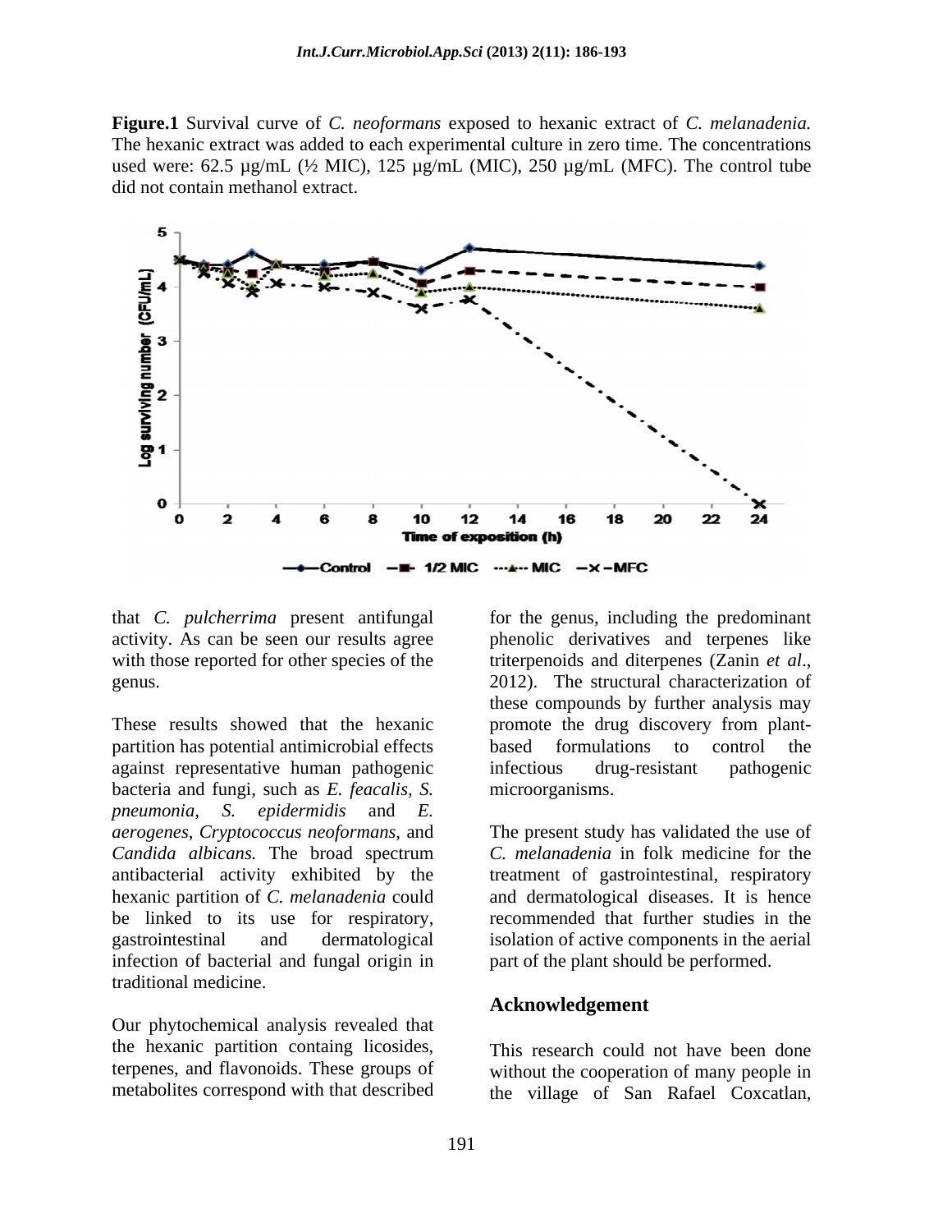**Figure.1** Survival curve of *C. neoformans* exposed to hexanic extract of *C. melanadenia.* The hexanic extract was added to each experimental culture in zero time. The concentrations used were: 62.5 µg/mL (½ MIC), 125 µg/mL (MIC), 250 µg/mL (MFC). The control tube did not contain methanol extract.

that *C. pulcherrima* present antifungal activity. As can be seen our results agree with those reported for other species of the genus.

These results showed that the hexanic partition has potential antimicrobial effects against representative human pathogenic bacteria and fungi, such as *E. feacalis, S. pneumonia, S. epidermidis* and *E. aerogenes*, *Cryptococcus neoformans*, and *Candida albicans.* The broad spectrum antibacterial activity exhibited by the hexanic partition of *C. melanadenia* could be linked to its use for respiratory, gastrointestinal and dermatological infection of bacterial and fungal origin in traditional medicine.

Our phytochemical analysis revealed that the hexanic partition containg licosides, terpenes, and flavonoids. These groups of metabolites correspond with that described for the genus, including the predominant phenolic derivatives and terpenes like triterpenoids and diterpenes (Zanin *et al*., 2012). The structural characterization of these compounds by further analysis may promote the drug discovery from plant-based formulations to control the infectious drug-resistant pathogenic microorganisms.

The present study has validated the use of *C. melanadenia* in folk medicine for the treatment of gastrointestinal, respiratory and dermatological diseases. It is hence recommended that further studies in the isolation of active components in the aerial part of the plant should be performed.

## Acknowledgement

This research could not have been done without the cooperation of many people in the village of San Rafael Coxcatlan,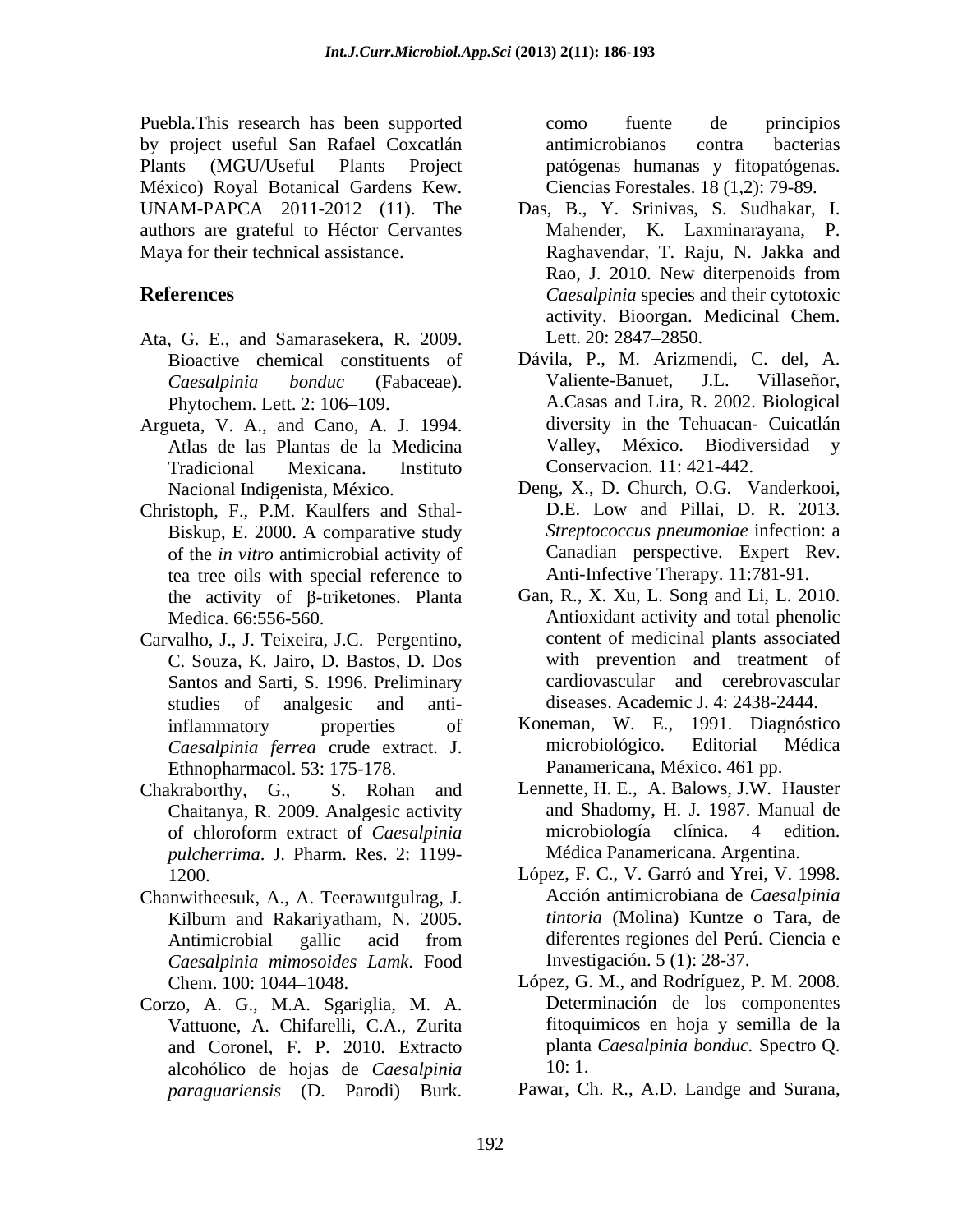Puebla.This research has been supported by project useful San Rafael Coxcatlán Plants (MGU/Useful Plants Project México) Royal Botanical Gardens Kew. UNAM-PAPCA 2011-2012 (11). The authors are grateful to Héctor Cervantes Maya for their technical assistance.

## References

Ata, G. E., and Samarasekera, R. 2009. Bioactive chemical constituents of *Caesalpinia bonduc* (Fabaceae). Phytochem. Lett. 2: 106–109.

Argueta, V. A., and Cano, A. J. 1994. Atlas de las Plantas de la Medicina Tradicional Mexicana. Instituto Nacional Indigenista, México.

Christoph, F., P.M. Kaulfers and Sthal-Biskup, E. 2000. A comparative study of the *in vitro* antimicrobial activity of tea tree oils with special reference to the activity of β-triketones. Planta Medica. 66:556-560.

Carvalho, J., J. Teixeira, J.C. Pergentino, C. Souza, K. Jairo, D. Bastos, D. Dos Santos and Sarti, S. 1996. Preliminary studies of analgesic and anti-inflammatory properties of *Caesalpinia ferrea* crude extract. J. Ethnopharmacol. 53: 175-178.

Chakraborthy, G., S. Rohan and Chaitanya, R. 2009. Analgesic activity of chloroform extract of *Caesalpinia pulcherrima*. J. Pharm. Res. 2: 1199-1200.

Chanwitheesuk, A., A. Teerawutgulrag, J. Kilburn and Rakariyatham, N. 2005. Antimicrobial gallic acid from *Caesalpinia mimosoides Lamk*. Food Chem. 100: 1044–1048.

Corzo, A. G., M.A. Sgariglia, M. A. Vattuone, A. Chifarelli, C.A., Zurita and Coronel, F. P. 2010. Extracto alcohólico de hojas de *Caesalpinia paraguariensis* (D. Parodi) Burk. como fuente de principios antimicrobianos contra bacterias patógenas humanas y fitopatógenas. Ciencias Forestales. 18 (1,2): 79-89.

Das, B., Y. Srinivas, S. Sudhakar, I. Mahender, K. Laxminarayana, P. Raghavendar, T. Raju, N. Jakka and Rao, J. 2010. New diterpenoids from *Caesalpinia* species and their cytotoxic activity. Bioorgan. Medicinal Chem. Lett. 20: 2847–2850.

Dávila, P., M. Arizmendi, C. del, A. Valiente-Banuet, J.L. Villaseñor, A.Casas and Lira, R. 2002. Biological diversity in the Tehuacan- Cuicatlán Valley, México. Biodiversidad y Conservacion. 11: 421-442.

Deng, X., D. Church, O.G. Vanderkooi, D.E. Low and Pillai, D. R. 2013. *Streptococcus pneumoniae* infection: a Canadian perspective. Expert Rev. Anti-Infective Therapy. 11:781-91.

Gan, R., X. Xu, L. Song and Li, L. 2010. Antioxidant activity and total phenolic content of medicinal plants associated with prevention and treatment of cardiovascular and cerebrovascular diseases. Academic J. 4: 2438-2444.

Koneman, W. E., 1991. Diagnóstico microbiológico. Editorial Médica Panamericana, México. 461 pp.

Lennette, H. E., A. Balows, J.W. Hauster and Shadomy, H. J. 1987. Manual de microbiología clínica. 4 edition. Médica Panamericana. Argentina.

López, F. C., V. Garró and Yrei, V. 1998. Acción antimicrobiana de *Caesalpinia tintoria* (Molina) Kuntze o Tara, de diferentes regiones del Perú. Ciencia e Investigación. 5 (1): 28-37.

López, G. M., and Rodríguez, P. M. 2008. Determinación de los componentes fitoquimicos en hoja y semilla de la planta *Caesalpinia bonduc.* Spectro Q. 10: 1.

Pawar, Ch. R., A.D. Landge and Surana,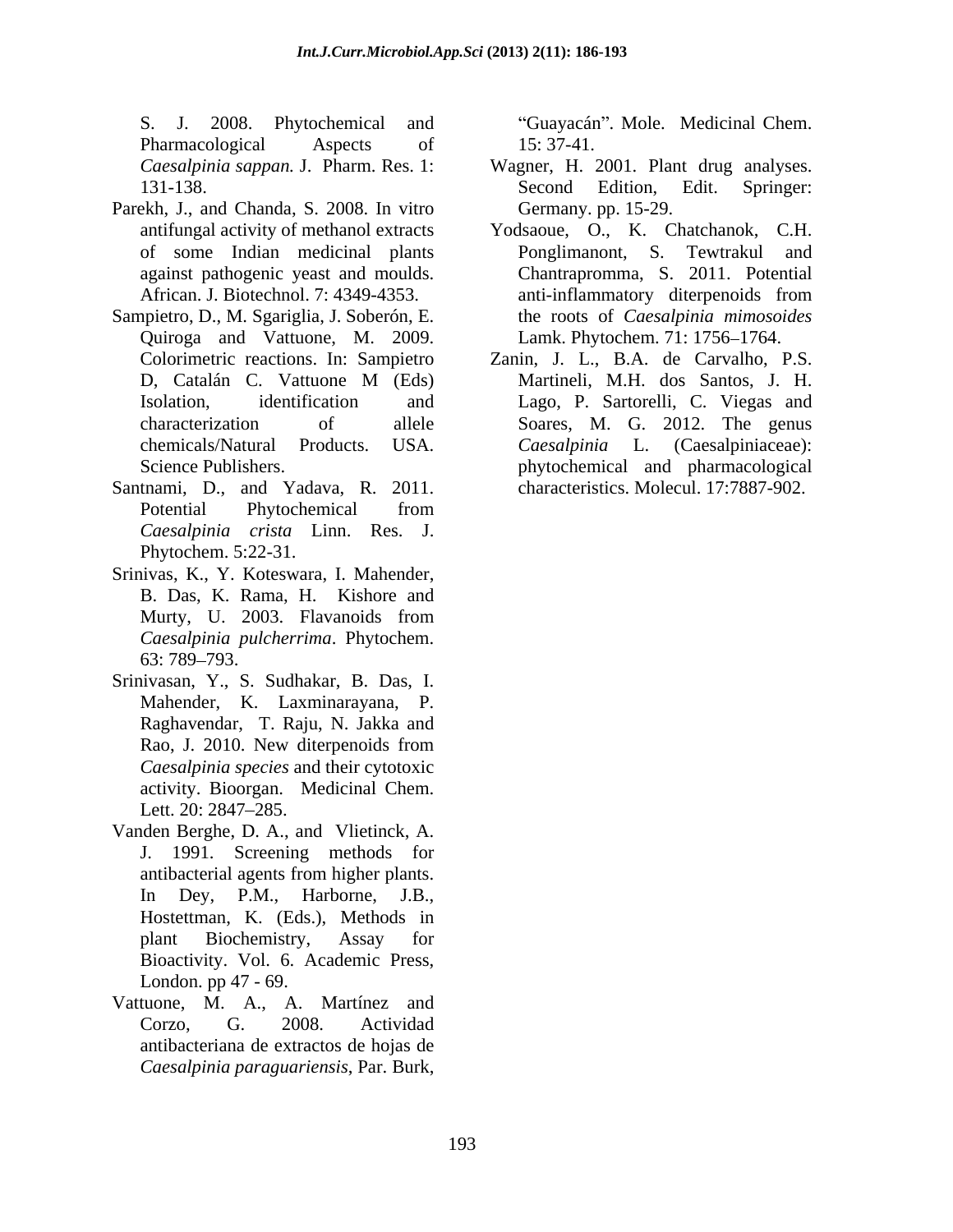S. J. 2008. Phytochemical and Pharmacological Aspects of *Caesalpinia sappan.* J. Pharm. Res. 1: 131-138.

Parekh, J., and Chanda, S. 2008. In vitro antifungal activity of methanol extracts of some Indian medicinal plants against pathogenic yeast and moulds. African. J. Biotechnol. 7: 4349-4353.

Sampietro, D., M. Sgariglia, J. Soberón, E. Quiroga and Vattuone, M. 2009. Colorimetric reactions. In: Sampietro D, Catalán C. Vattuone M (Eds) Isolation, identification and characterization of allele chemicals/Natural Products. USA. Science Publishers.

Santnami, D., and Yadava, R. 2011. Potential Phytochemical from *Caesalpinia crista* Linn. Res. J. Phytochem. 5:22-31.

Srinivas, K., Y. Koteswara, I. Mahender, B. Das, K. Rama, H. Kishore and Murty, U. 2003. Flavanoids from *Caesalpinia pulcherrima*. Phytochem. 63: 789–793.

Srinivasan, Y., S. Sudhakar, B. Das, I. Mahender, K. Laxminarayana, P. Raghavendar, T. Raju, N. Jakka and Rao, J. 2010. New diterpenoids from *Caesalpinia species* and their cytotoxic activity. Bioorgan. Medicinal Chem. Lett. 20: 2847–285.

Vanden Berghe, D. A., and Vlietinck, A. J. 1991. Screening methods for antibacterial agents from higher plants. In Dey, P.M., Harborne, J.B., Hostettman, K. (Eds.), Methods in plant Biochemistry, Assay for Bioactivity. Vol. 6. Academic Press, London. pp 47 - 69.

Vattuone, M. A., A. Martínez and Corzo, G. 2008. Actividad antibacteriana de extractos de hojas de *Caesalpinia paraguariensis*, Par. Burk, "Guayacán". Mole. Medicinal Chem. 15: 37-41.

Wagner, H. 2001. Plant drug analyses. Second Edition, Edit. Springer: Germany. pp. 15-29.

Yodsaoue, O., K. Chatchanok, C.H. Ponglimanont, S. Tewtrakul and Chantrapromma, S. 2011. Potential anti-inflammatory diterpenoids from the roots of *Caesalpinia mimosoides* Lamk. Phytochem. 71: 1756–1764.

Zanin, J. L., B.A. de Carvalho, P.S. Martineli, M.H. dos Santos, J. H. Lago, P. Sartorelli, C. Viegas and Soares, M. G. 2012. The genus *Caesalpinia* L. (Caesalpiniaceae): phytochemical and pharmacological characteristics. Molecul. 17:7887-902.